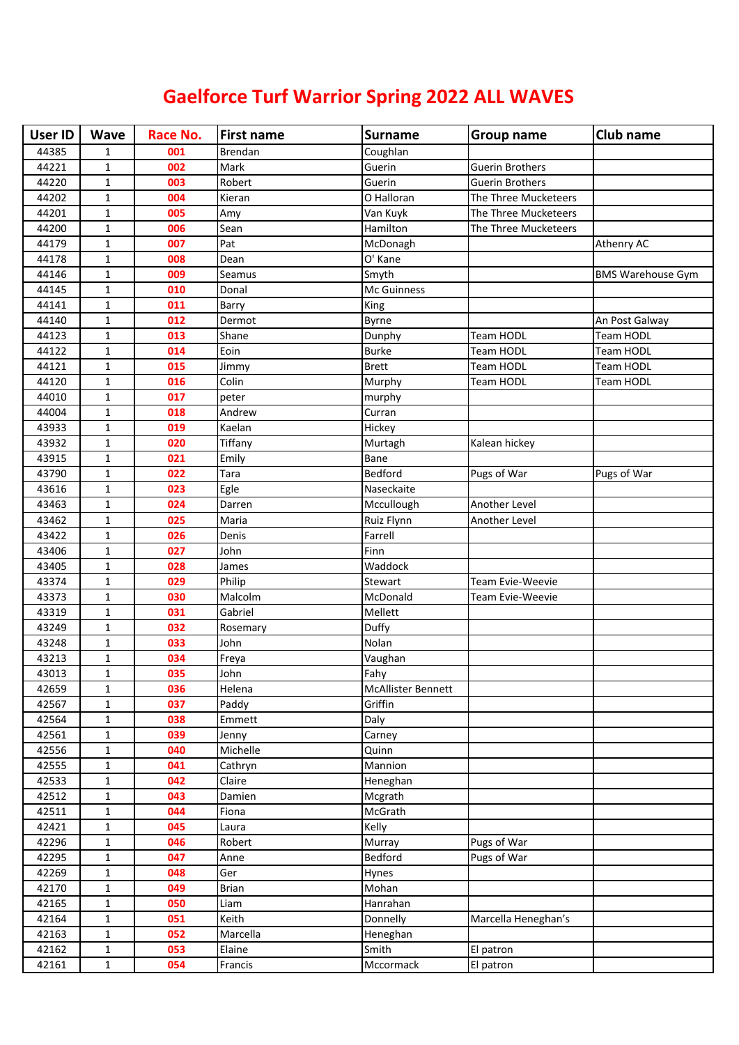# Gaelforce Turf Warrior Spring 2022 ALL WAVES

| User ID | Wave | Race No. | First name | Surname | Group name | Club name |
|---|---|---|---|---|---|---|
| 44385 | 1 | 001 | Brendan | Coughlan | | |
| 44221 | 1 | 002 | Mark | Guerin | Guerin Brothers | |
| 44220 | 1 | 003 | Robert | Guerin | Guerin Brothers | |
| 44202 | 1 | 004 | Kieran | O Halloran | The Three Mucketeers | |
| 44201 | 1 | 005 | Amy | Van Kuyk | The Three Mucketeers | |
| 44200 | 1 | 006 | Sean | Hamilton | The Three Mucketeers | |
| 44179 | 1 | 007 | Pat | McDonagh | | Athenry AC |
| 44178 | 1 | 008 | Dean | O' Kane | | |
| 44146 | 1 | 009 | Seamus | Smyth | | BMS Warehouse Gym |
| 44145 | 1 | 010 | Donal | Mc Guinness | | |
| 44141 | 1 | 011 | Barry | King | | |
| 44140 | 1 | 012 | Dermot | Byrne | | An Post Galway |
| 44123 | 1 | 013 | Shane | Dunphy | Team HODL | Team HODL |
| 44122 | 1 | 014 | Eoin | Burke | Team HODL | Team HODL |
| 44121 | 1 | 015 | Jimmy | Brett | Team HODL | Team HODL |
| 44120 | 1 | 016 | Colin | Murphy | Team HODL | Team HODL |
| 44010 | 1 | 017 | peter | murphy | | |
| 44004 | 1 | 018 | Andrew | Curran | | |
| 43933 | 1 | 019 | Kaelan | Hickey | | |
| 43932 | 1 | 020 | Tiffany | Murtagh | Kalean hickey | |
| 43915 | 1 | 021 | Emily | Bane | | |
| 43790 | 1 | 022 | Tara | Bedford | Pugs of War | Pugs of War |
| 43616 | 1 | 023 | Egle | Naseckaite | | |
| 43463 | 1 | 024 | Darren | Mccullough | Another Level | |
| 43462 | 1 | 025 | Maria | Ruiz Flynn | Another Level | |
| 43422 | 1 | 026 | Denis | Farrell | | |
| 43406 | 1 | 027 | John | Finn | | |
| 43405 | 1 | 028 | James | Waddock | | |
| 43374 | 1 | 029 | Philip | Stewart | Team Evie-Weevie | |
| 43373 | 1 | 030 | Malcolm | McDonald | Team Evie-Weevie | |
| 43319 | 1 | 031 | Gabriel | Mellett | | |
| 43249 | 1 | 032 | Rosemary | Duffy | | |
| 43248 | 1 | 033 | John | Nolan | | |
| 43213 | 1 | 034 | Freya | Vaughan | | |
| 43013 | 1 | 035 | John | Fahy | | |
| 42659 | 1 | 036 | Helena | McAllister Bennett | | |
| 42567 | 1 | 037 | Paddy | Griffin | | |
| 42564 | 1 | 038 | Emmett | Daly | | |
| 42561 | 1 | 039 | Jenny | Carney | | |
| 42556 | 1 | 040 | Michelle | Quinn | | |
| 42555 | 1 | 041 | Cathryn | Mannion | | |
| 42533 | 1 | 042 | Claire | Heneghan | | |
| 42512 | 1 | 043 | Damien | Mcgrath | | |
| 42511 | 1 | 044 | Fiona | McGrath | | |
| 42421 | 1 | 045 | Laura | Kelly | | |
| 42296 | 1 | 046 | Robert | Murray | Pugs of War | |
| 42295 | 1 | 047 | Anne | Bedford | Pugs of War | |
| 42269 | 1 | 048 | Ger | Hynes | | |
| 42170 | 1 | 049 | Brian | Mohan | | |
| 42165 | 1 | 050 | Liam | Hanrahan | | |
| 42164 | 1 | 051 | Keith | Donnelly | Marcella Heneghan's | |
| 42163 | 1 | 052 | Marcella | Heneghan | | |
| 42162 | 1 | 053 | Elaine | Smith | El patron | |
| 42161 | 1 | 054 | Francis | Mccormack | El patron | |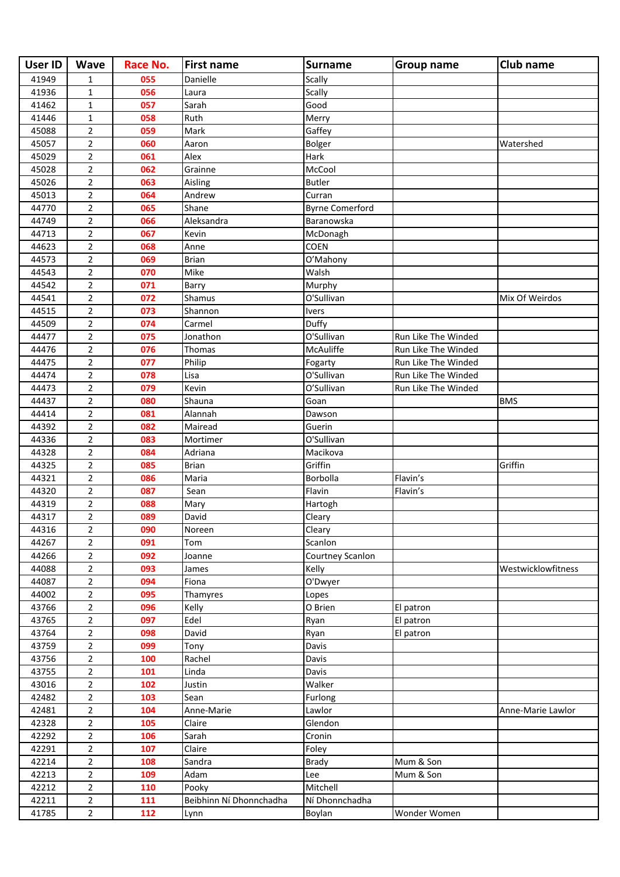| User ID | Wave | Race No. | First name | Surname | Group name | Club name |
|---|---|---|---|---|---|---|
| 41949 | 1 | 055 | Danielle | Scally | | |
| 41936 | 1 | 056 | Laura | Scally | | |
| 41462 | 1 | 057 | Sarah | Good | | |
| 41446 | 1 | 058 | Ruth | Merry | | |
| 45088 | 2 | 059 | Mark | Gaffey | | |
| 45057 | 2 | 060 | Aaron | Bolger | | Watershed |
| 45029 | 2 | 061 | Alex | Hark | | |
| 45028 | 2 | 062 | Grainne | McCool | | |
| 45026 | 2 | 063 | Aisling | Butler | | |
| 45013 | 2 | 064 | Andrew | Curran | | |
| 44770 | 2 | 065 | Shane | Byrne Comerford | | |
| 44749 | 2 | 066 | Aleksandra | Baranowska | | |
| 44713 | 2 | 067 | Kevin | McDonagh | | |
| 44623 | 2 | 068 | Anne | COEN | | |
| 44573 | 2 | 069 | Brian | O'Mahony | | |
| 44543 | 2 | 070 | Mike | Walsh | | |
| 44542 | 2 | 071 | Barry | Murphy | | |
| 44541 | 2 | 072 | Shamus | O'Sullivan | | Mix Of Weirdos |
| 44515 | 2 | 073 | Shannon | Ivers | | |
| 44509 | 2 | 074 | Carmel | Duffy | | |
| 44477 | 2 | 075 | Jonathon | O'Sullivan | Run Like The Winded | |
| 44476 | 2 | 076 | Thomas | McAuliffe | Run Like The Winded | |
| 44475 | 2 | 077 | Philip | Fogarty | Run Like The Winded | |
| 44474 | 2 | 078 | Lisa | O'Sullivan | Run Like The Winded | |
| 44473 | 2 | 079 | Kevin | O'Sullivan | Run Like The Winded | |
| 44437 | 2 | 080 | Shauna | Goan | | BMS |
| 44414 | 2 | 081 | Alannah | Dawson | | |
| 44392 | 2 | 082 | Mairead | Guerin | | |
| 44336 | 2 | 083 | Mortimer | O'Sullivan | | |
| 44328 | 2 | 084 | Adriana | Macikova | | |
| 44325 | 2 | 085 | Brian | Griffin | | Griffin |
| 44321 | 2 | 086 | Maria | Borbolla | Flavin's | |
| 44320 | 2 | 087 | Sean | Flavin | Flavin's | |
| 44319 | 2 | 088 | Mary | Hartogh | | |
| 44317 | 2 | 089 | David | Cleary | | |
| 44316 | 2 | 090 | Noreen | Cleary | | |
| 44267 | 2 | 091 | Tom | Scanlon | | |
| 44266 | 2 | 092 | Joanne | Courtney Scanlon | | |
| 44088 | 2 | 093 | James | Kelly | | Westwicklowfitness |
| 44087 | 2 | 094 | Fiona | O'Dwyer | | |
| 44002 | 2 | 095 | Thamyres | Lopes | | |
| 43766 | 2 | 096 | Kelly | O Brien | El patron | |
| 43765 | 2 | 097 | Edel | Ryan | El patron | |
| 43764 | 2 | 098 | David | Ryan | El patron | |
| 43759 | 2 | 099 | Tony | Davis | | |
| 43756 | 2 | 100 | Rachel | Davis | | |
| 43755 | 2 | 101 | Linda | Davis | | |
| 43016 | 2 | 102 | Justin | Walker | | |
| 42482 | 2 | 103 | Sean | Furlong | | |
| 42481 | 2 | 104 | Anne-Marie | Lawlor | | Anne-Marie Lawlor |
| 42328 | 2 | 105 | Claire | Glendon | | |
| 42292 | 2 | 106 | Sarah | Cronin | | |
| 42291 | 2 | 107 | Claire | Foley | | |
| 42214 | 2 | 108 | Sandra | Brady | Mum & Son | |
| 42213 | 2 | 109 | Adam | Lee | Mum & Son | |
| 42212 | 2 | 110 | Pooky | Mitchell | | |
| 42211 | 2 | 111 | Beibhinn Ní Dhonnchadha | Ní Dhonnchadha | | |
| 41785 | 2 | 112 | Lynn | Boylan | Wonder Women | |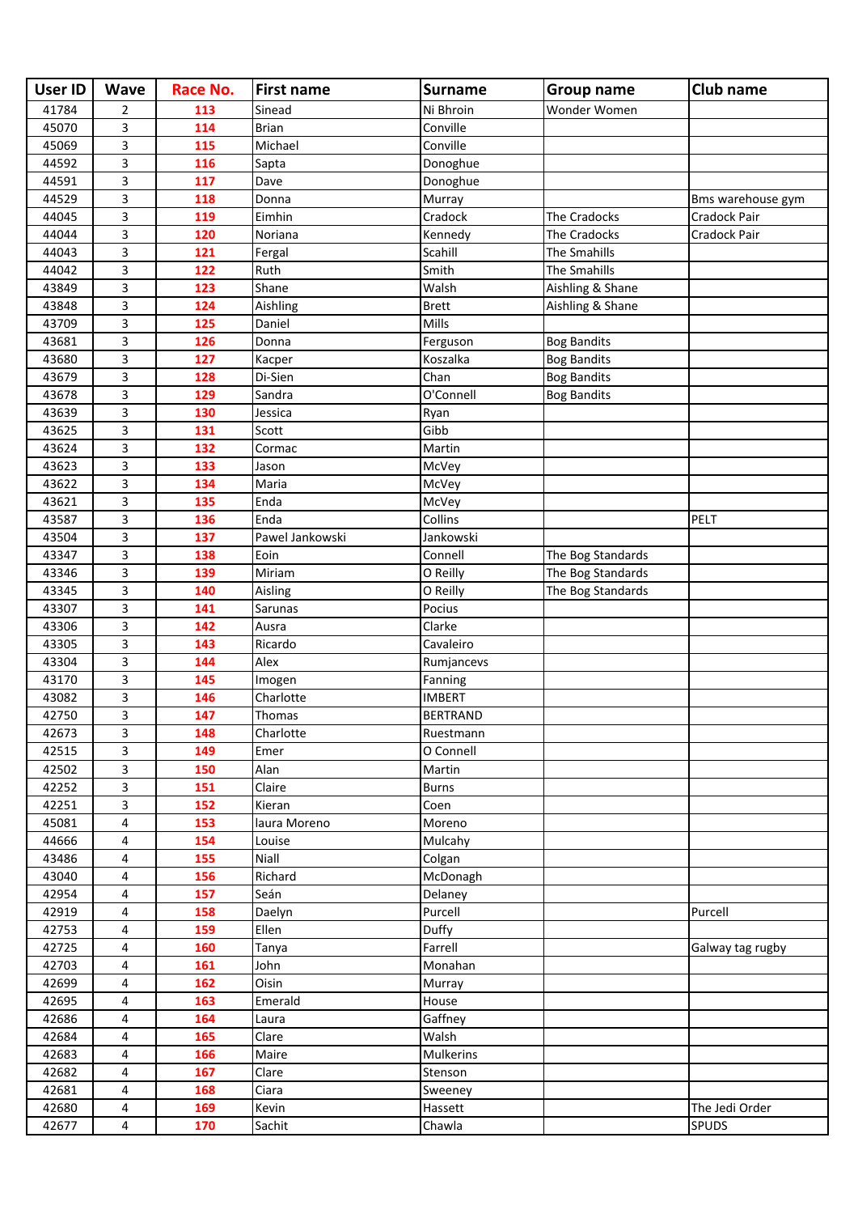| User ID | Wave | Race No. | First name | Surname | Group name | Club name |
|---|---|---|---|---|---|---|
| 41784 | 2 | 113 | Sinead | Ni Bhroin | Wonder Women | |
| 45070 | 3 | 114 | Brian | Conville | | |
| 45069 | 3 | 115 | Michael | Conville | | |
| 44592 | 3 | 116 | Sapta | Donoghue | | |
| 44591 | 3 | 117 | Dave | Donoghue | | |
| 44529 | 3 | 118 | Donna | Murray | | Bms warehouse gym |
| 44045 | 3 | 119 | Eimhin | Cradock | The Cradocks | Cradock Pair |
| 44044 | 3 | 120 | Noriana | Kennedy | The Cradocks | Cradock Pair |
| 44043 | 3 | 121 | Fergal | Scahill | The Smahills | |
| 44042 | 3 | 122 | Ruth | Smith | The Smahills | |
| 43849 | 3 | 123 | Shane | Walsh | Aishling & Shane | |
| 43848 | 3 | 124 | Aishling | Brett | Aishling & Shane | |
| 43709 | 3 | 125 | Daniel | Mills | | |
| 43681 | 3 | 126 | Donna | Ferguson | Bog Bandits | |
| 43680 | 3 | 127 | Kacper | Koszalka | Bog Bandits | |
| 43679 | 3 | 128 | Di-Sien | Chan | Bog Bandits | |
| 43678 | 3 | 129 | Sandra | O'Connell | Bog Bandits | |
| 43639 | 3 | 130 | Jessica | Ryan | | |
| 43625 | 3 | 131 | Scott | Gibb | | |
| 43624 | 3 | 132 | Cormac | Martin | | |
| 43623 | 3 | 133 | Jason | McVey | | |
| 43622 | 3 | 134 | Maria | McVey | | |
| 43621 | 3 | 135 | Enda | McVey | | |
| 43587 | 3 | 136 | Enda | Collins | | PELT |
| 43504 | 3 | 137 | Pawel Jankowski | Jankowski | | |
| 43347 | 3 | 138 | Eoin | Connell | The Bog Standards | |
| 43346 | 3 | 139 | Miriam | O Reilly | The Bog Standards | |
| 43345 | 3 | 140 | Aisling | O Reilly | The Bog Standards | |
| 43307 | 3 | 141 | Sarunas | Pocius | | |
| 43306 | 3 | 142 | Ausra | Clarke | | |
| 43305 | 3 | 143 | Ricardo | Cavaleiro | | |
| 43304 | 3 | 144 | Alex | Rumjancevs | | |
| 43170 | 3 | 145 | Imogen | Fanning | | |
| 43082 | 3 | 146 | Charlotte | IMBERT | | |
| 42750 | 3 | 147 | Thomas | BERTRAND | | |
| 42673 | 3 | 148 | Charlotte | Ruestmann | | |
| 42515 | 3 | 149 | Emer | O Connell | | |
| 42502 | 3 | 150 | Alan | Martin | | |
| 42252 | 3 | 151 | Claire | Burns | | |
| 42251 | 3 | 152 | Kieran | Coen | | |
| 45081 | 4 | 153 | laura Moreno | Moreno | | |
| 44666 | 4 | 154 | Louise | Mulcahy | | |
| 43486 | 4 | 155 | Niall | Colgan | | |
| 43040 | 4 | 156 | Richard | McDonagh | | |
| 42954 | 4 | 157 | Seán | Delaney | | |
| 42919 | 4 | 158 | Daelyn | Purcell | | Purcell |
| 42753 | 4 | 159 | Ellen | Duffy | | |
| 42725 | 4 | 160 | Tanya | Farrell | | Galway tag rugby |
| 42703 | 4 | 161 | John | Monahan | | |
| 42699 | 4 | 162 | Oisin | Murray | | |
| 42695 | 4 | 163 | Emerald | House | | |
| 42686 | 4 | 164 | Laura | Gaffney | | |
| 42684 | 4 | 165 | Clare | Walsh | | |
| 42683 | 4 | 166 | Maire | Mulkerins | | |
| 42682 | 4 | 167 | Clare | Stenson | | |
| 42681 | 4 | 168 | Ciara | Sweeney | | |
| 42680 | 4 | 169 | Kevin | Hassett | | The Jedi Order |
| 42677 | 4 | 170 | Sachit | Chawla | | SPUDS |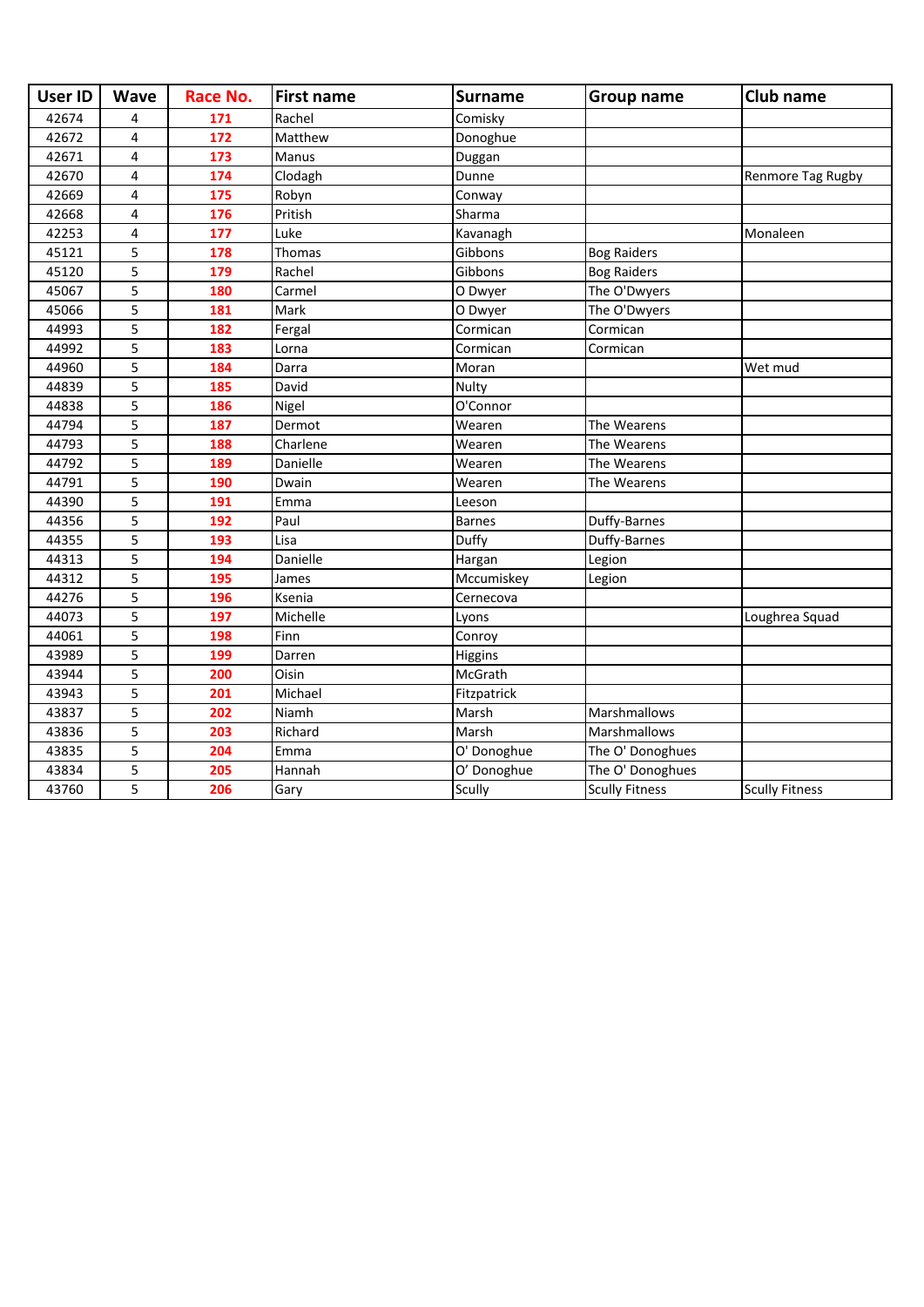| User ID | Wave | Race No. | First name | Surname | Group name | Club name |
|---|---|---|---|---|---|---|
| 42674 | 4 | 171 | Rachel | Comisky | | |
| 42672 | 4 | 172 | Matthew | Donoghue | | |
| 42671 | 4 | 173 | Manus | Duggan | | |
| 42670 | 4 | 174 | Clodagh | Dunne | | Renmore Tag Rugby |
| 42669 | 4 | 175 | Robyn | Conway | | |
| 42668 | 4 | 176 | Pritish | Sharma | | |
| 42253 | 4 | 177 | Luke | Kavanagh | | Monaleen |
| 45121 | 5 | 178 | Thomas | Gibbons | Bog Raiders | |
| 45120 | 5 | 179 | Rachel | Gibbons | Bog Raiders | |
| 45067 | 5 | 180 | Carmel | O Dwyer | The O'Dwyers | |
| 45066 | 5 | 181 | Mark | O Dwyer | The O'Dwyers | |
| 44993 | 5 | 182 | Fergal | Cormican | Cormican | |
| 44992 | 5 | 183 | Lorna | Cormican | Cormican | |
| 44960 | 5 | 184 | Darra | Moran | | Wet mud |
| 44839 | 5 | 185 | David | Nulty | | |
| 44838 | 5 | 186 | Nigel | O'Connor | | |
| 44794 | 5 | 187 | Dermot | Wearen | The Wearens | |
| 44793 | 5 | 188 | Charlene | Wearen | The Wearens | |
| 44792 | 5 | 189 | Danielle | Wearen | The Wearens | |
| 44791 | 5 | 190 | Dwain | Wearen | The Wearens | |
| 44390 | 5 | 191 | Emma | Leeson | | |
| 44356 | 5 | 192 | Paul | Barnes | Duffy-Barnes | |
| 44355 | 5 | 193 | Lisa | Duffy | Duffy-Barnes | |
| 44313 | 5 | 194 | Danielle | Hargan | Legion | |
| 44312 | 5 | 195 | James | Mccumiskey | Legion | |
| 44276 | 5 | 196 | Ksenia | Cernecova | | |
| 44073 | 5 | 197 | Michelle | Lyons | | Loughrea Squad |
| 44061 | 5 | 198 | Finn | Conroy | | |
| 43989 | 5 | 199 | Darren | Higgins | | |
| 43944 | 5 | 200 | Oisin | McGrath | | |
| 43943 | 5 | 201 | Michael | Fitzpatrick | | |
| 43837 | 5 | 202 | Niamh | Marsh | Marshmallows | |
| 43836 | 5 | 203 | Richard | Marsh | Marshmallows | |
| 43835 | 5 | 204 | Emma | O' Donoghue | The O' Donoghues | |
| 43834 | 5 | 205 | Hannah | O' Donoghue | The O' Donoghues | |
| 43760 | 5 | 206 | Gary | Scully | Scully Fitness | Scully Fitness |